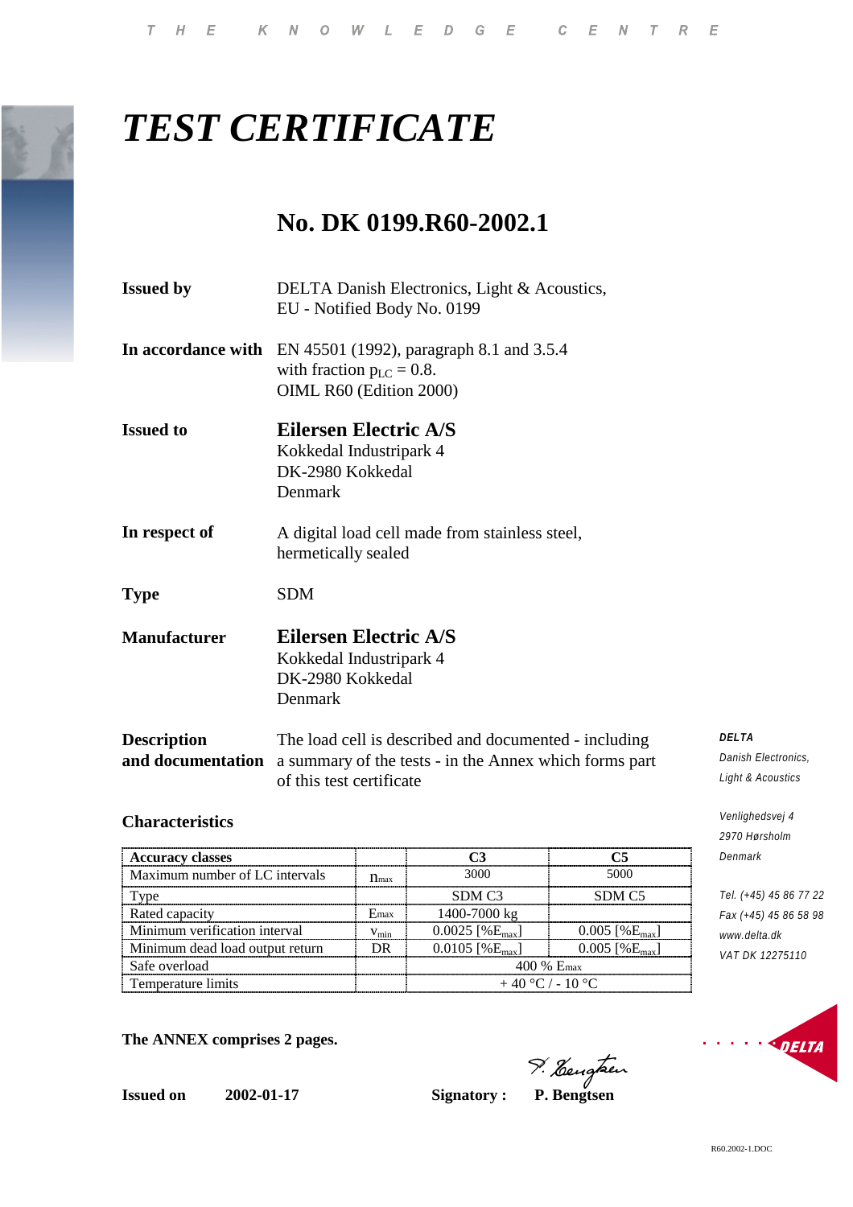# TEST CERTIFICATE

## No. DK 0199.R60-2002.1

**Issued by** DELTA Danish Electronics, Light & Acoustics, EU - Notified Body No. 0199

**In accordance with** EN 45501 (1992), paragraph 8.1 and 3.5.4 with fraction $p_{LC} = 0.8$. OIML R60 (Edition 2000)

**Issued to** **Eilersen Electric A/S**
Kokkedal Industripark 4
DK-2980 Kokkedal
Denmark

**In respect of** A digital load cell made from stainless steel, hermetically sealed

**Type** SDM

**Manufacturer** **Eilersen Electric A/S**
Kokkedal Industripark 4
DK-2980 Kokkedal
Denmark

**Description and documentation** The load cell is described and documented - including a summary of the tests - in the Annex which forms part of this test certificate

*DELTA*
*Danish Electronics, Light & Acoustics*

*Venlighedsvej 4*
*2970 Hørsholm*
*Denmark*

*Tel. (+45) 45 86 77 22*
*Fax (+45) 45 86 58 98*
*www.delta.dk*
*VAT DK 12275110*

**Characteristics**

| Accuracy classes | | C3 | C5 |
|---|---|---|---|
| Maximum number of LC intervals | $n_{max}$ | 3000 | 5000 |
| Type | | SDM C3 | SDM C5 |
| Rated capacity | $E_{max}$ | 1400-7000 kg | |
| Minimum verification interval | $v_{min}$ | 0.0025 [%$E_{max}$] | 0.005 [%$E_{max}$] |
| Minimum dead load output return | DR | 0.0105 [%$E_{max}$] | 0.005 [%$E_{max}$] |
| Safe overload | | 400 % $E_{max}$ | |
| Temperature limits | | + 40 °C / - 10 °C | |

**The ANNEX comprises 2 pages.**

**Issued on** **2002-01-17** **Signatory :** **P. Bengtsen**

R60.2002-1.DOC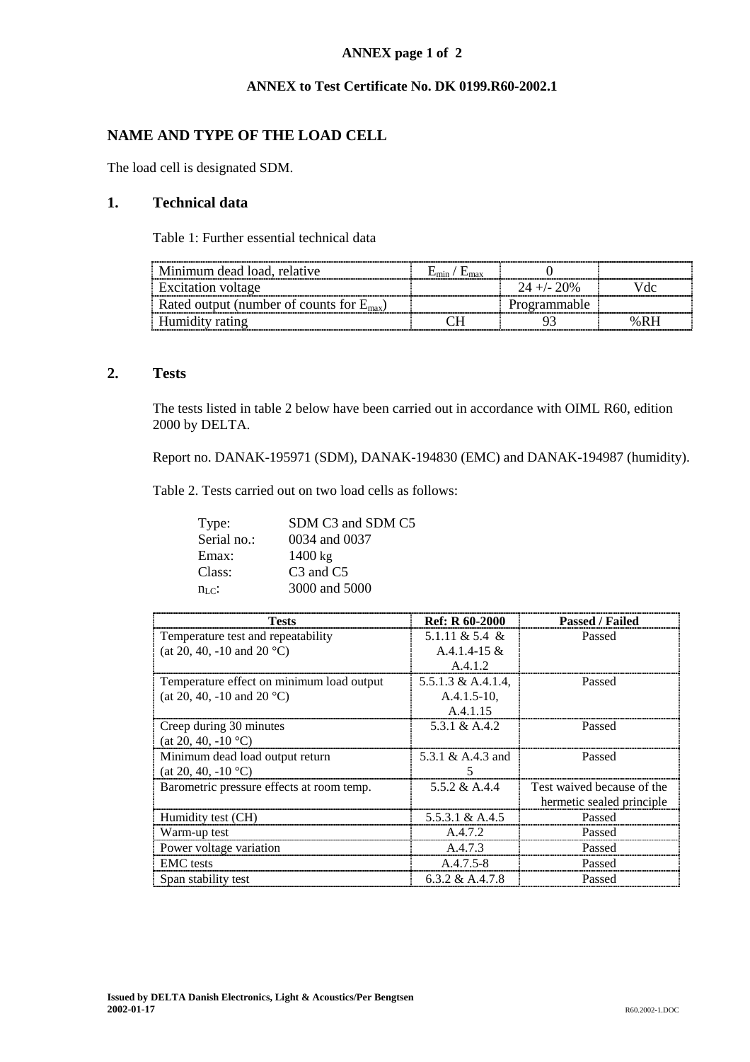**ANNEX page 1 of 2**

**ANNEX to Test Certificate No. DK 0199.R60-2002.1**

## NAME AND TYPE OF THE LOAD CELL

The load cell is designated SDM.

### 1. Technical data

Table 1: Further essential technical data

| | | | |
|---|---|---|---|
| Minimum dead load, relative | $E_{min}$ / $E_{max}$ | 0 | |
| Excitation voltage | | 24 +/- 20% | Vdc |
| Rated output (number of counts for $E_{max}$) | | Programmable | |
| Humidity rating | CH | 93 | %RH |

### 2. Tests

The tests listed in table 2 below have been carried out in accordance with OIML R60, edition 2000 by DELTA.

Report no. DANAK-195971 (SDM), DANAK-194830 (EMC) and DANAK-194987 (humidity).

Table 2. Tests carried out on two load cells as follows:

Type: SDM C3 and SDM C5
Serial no.: 0034 and 0037
Emax: 1400 kg
Class: C3 and C5
$n_{LC}$: 3000 and 5000

| Tests | Ref: R 60-2000 | Passed / Failed |
|---|---|---|
| Temperature test and repeatability (at 20, 40, -10 and 20 °C) | 5.1.11 & 5.4 & A.4.1.4-15 & A.4.1.2 | Passed |
| Temperature effect on minimum load output (at 20, 40, -10 and 20 °C) | 5.5.1.3 & A.4.1.4, A.4.1.5-10, A.4.1.15 | Passed |
| Creep during 30 minutes (at 20, 40, -10 °C) | 5.3.1 & A.4.2 | Passed |
| Minimum dead load output return (at 20, 40, -10 °C) | 5.3.1 & A.4.3 and 5 | Passed |
| Barometric pressure effects at room temp. | 5.5.2 & A.4.4 | Test waived because of the hermetic sealed principle |
| Humidity test (CH) | 5.5.3.1 & A.4.5 | Passed |
| Warm-up test | A.4.7.2 | Passed |
| Power voltage variation | A.4.7.3 | Passed |
| EMC tests | A.4.7.5-8 | Passed |
| Span stability test | 6.3.2 & A.4.7.8 | Passed |

**Issued by DELTA Danish Electronics, Light & Acoustics/Per Bengtsen**
**2002-01-17**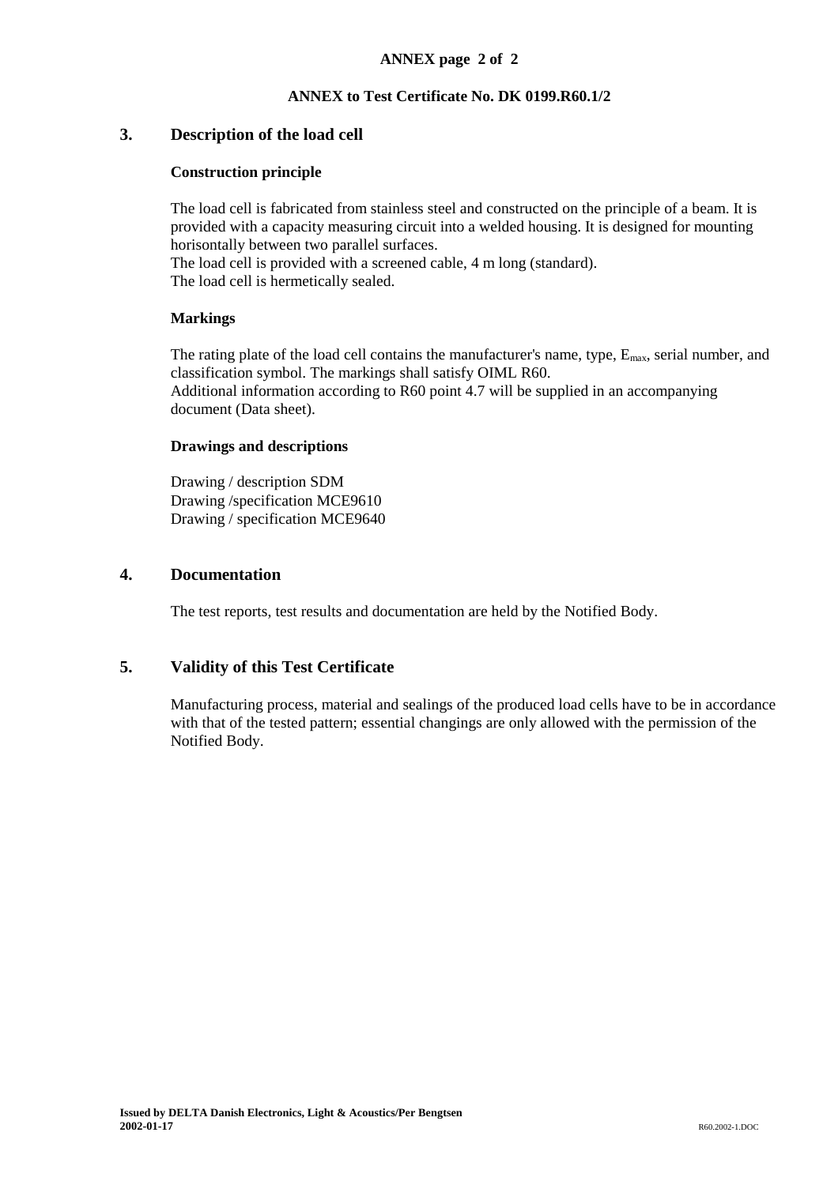**ANNEX to Test Certificate No. DK 0199.R60.1/2**

## 3. Description of the load cell

### Construction principle

The load cell is fabricated from stainless steel and constructed on the principle of a beam. It is provided with a capacity measuring circuit into a welded housing. It is designed for mounting horisontally between two parallel surfaces.
The load cell is provided with a screened cable, 4 m long (standard).
The load cell is hermetically sealed.

### Markings

The rating plate of the load cell contains the manufacturer's name, type, $E_{max}$, serial number, and classification symbol. The markings shall satisfy OIML R60.
Additional information according to R60 point 4.7 will be supplied in an accompanying document (Data sheet).

### Drawings and descriptions

Drawing / description SDM
Drawing /specification MCE9610
Drawing / specification MCE9640

## 4. Documentation

The test reports, test results and documentation are held by the Notified Body.

## 5. Validity of this Test Certificate

Manufacturing process, material and sealings of the produced load cells have to be in accordance with that of the tested pattern; essential changings are only allowed with the permission of the Notified Body.

**Issued by DELTA Danish Electronics, Light & Acoustics/Per Bengtsen**
**2002-01-17**